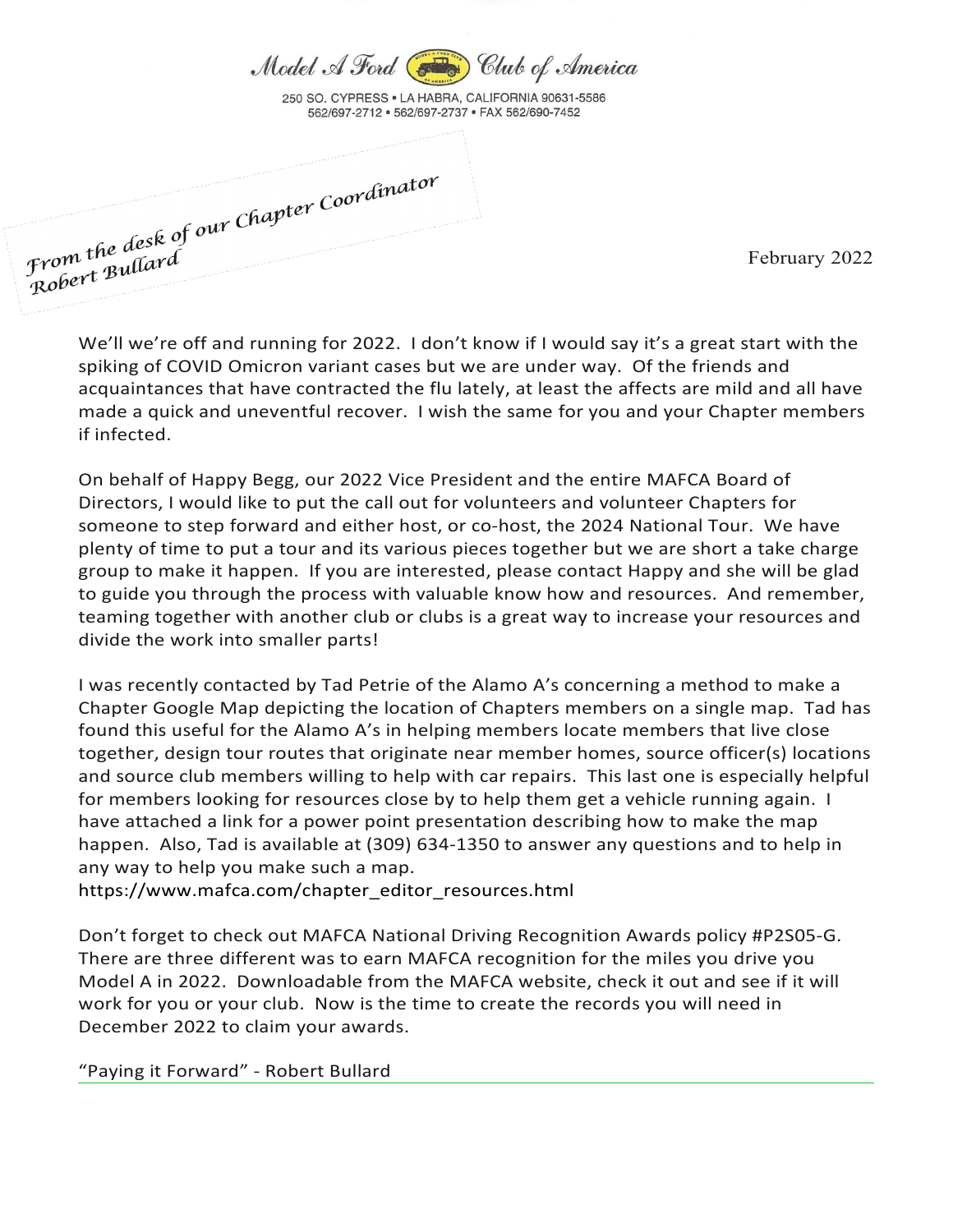Model A Ford Club of America

250 SO. CYPRESS • LA HABRA, CALIFORNIA 90631-5586
562/697-2712 • 562/697-2737 • FAX 562/690-7452

*From the desk of our Chapter Coordinator*
*Robert Bullard*

February 2022

We'll we're off and running for 2022. I don't know if I would say it's a great start with the spiking of COVID Omicron variant cases but we are under way. Of the friends and acquaintances that have contracted the flu lately, at least the affects are mild and all have made a quick and uneventful recover. I wish the same for you and your Chapter members if infected.

On behalf of Happy Begg, our 2022 Vice President and the entire MAFCA Board of Directors, I would like to put the call out for volunteers and volunteer Chapters for someone to step forward and either host, or co-host, the 2024 National Tour. We have plenty of time to put a tour and its various pieces together but we are short a take charge group to make it happen. If you are interested, please contact Happy and she will be glad to guide you through the process with valuable know how and resources. And remember, teaming together with another club or clubs is a great way to increase your resources and divide the work into smaller parts!

I was recently contacted by Tad Petrie of the Alamo A's concerning a method to make a Chapter Google Map depicting the location of Chapters members on a single map. Tad has found this useful for the Alamo A's in helping members locate members that live close together, design tour routes that originate near member homes, source officer(s) locations and source club members willing to help with car repairs. This last one is especially helpful for members looking for resources close by to help them get a vehicle running again. I have attached a link for a power point presentation describing how to make the map happen. Also, Tad is available at (309) 634-1350 to answer any questions and to help in any way to help you make such a map.
https://www.mafca.com/chapter_editor_resources.html

Don't forget to check out MAFCA National Driving Recognition Awards policy #P2S05-G. There are three different was to earn MAFCA recognition for the miles you drive you Model A in 2022. Downloadable from the MAFCA website, check it out and see if it will work for you or your club. Now is the time to create the records you will need in December 2022 to claim your awards.

"Paying it Forward" - Robert Bullard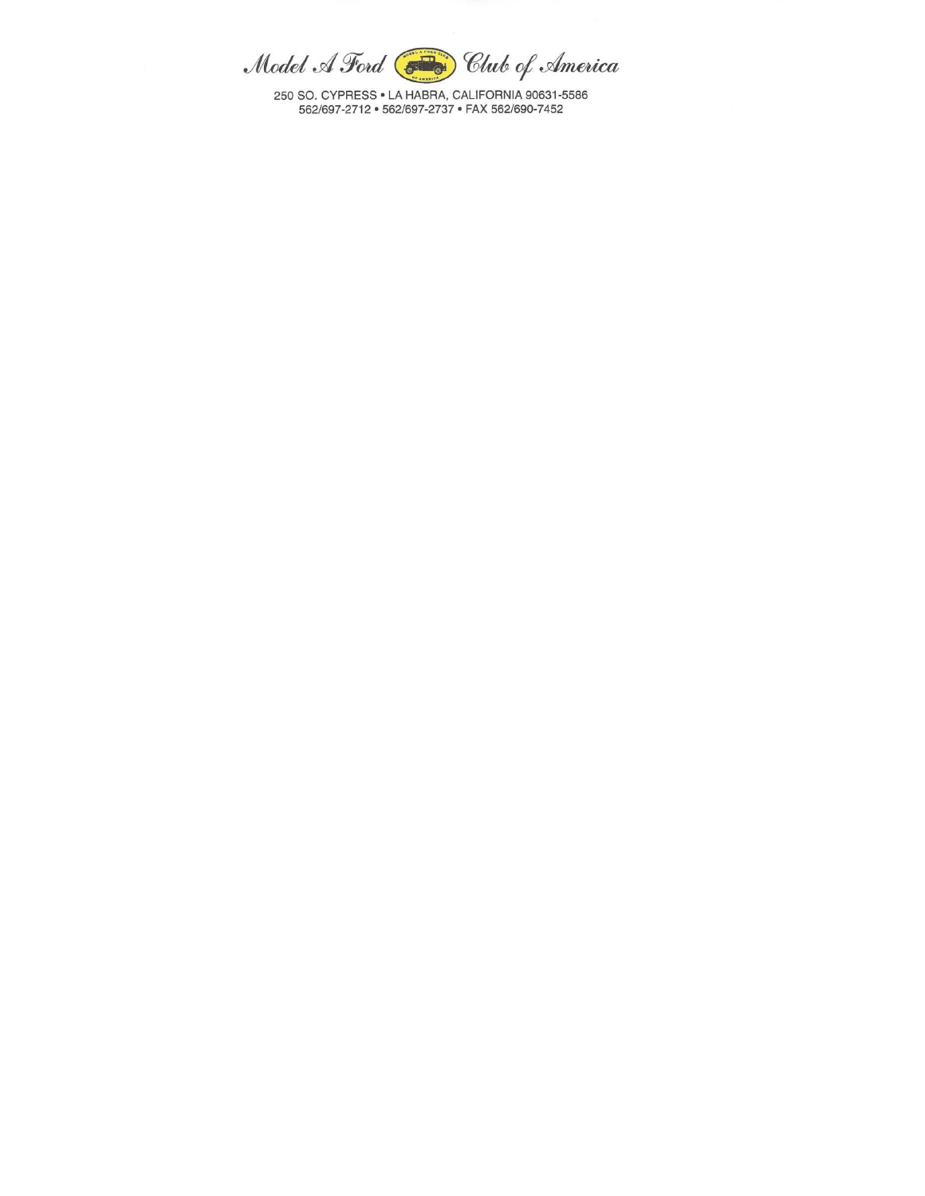*Model A Ford Club of America*

250 SO. CYPRESS • LA HABRA, CALIFORNIA 90631-5586
562/697-2712 • 562/697-2737 • FAX 562/690-7452